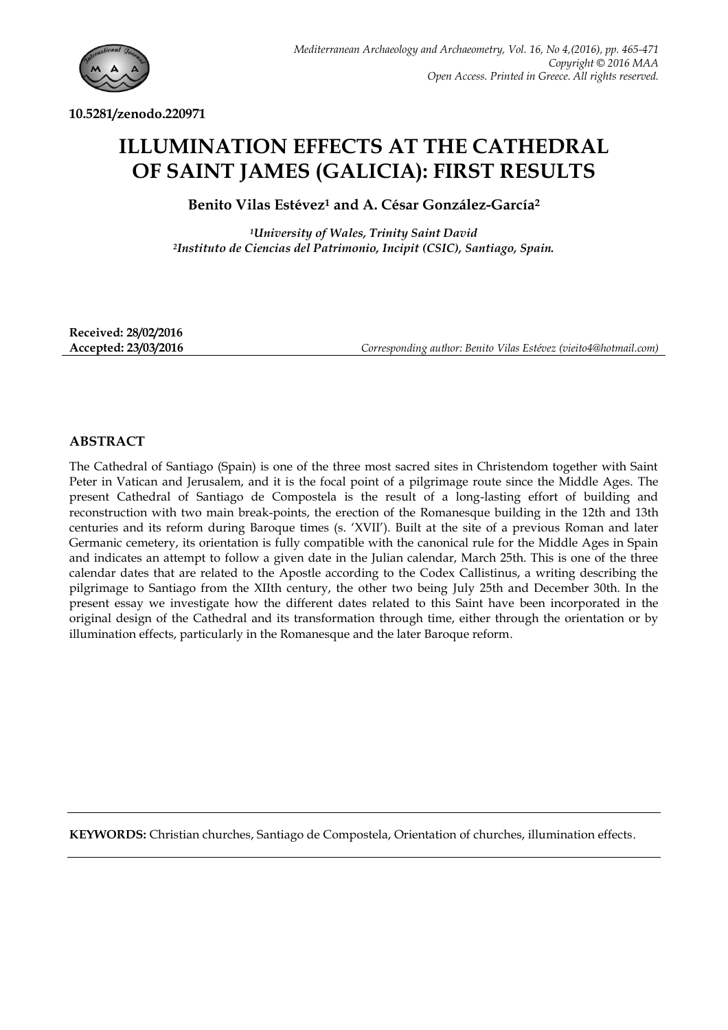10.5281/zenodo.220971

# ILLUMINATION EFFECTS AT THE CATHEDRAL OF SAINT JAMES (GALICIA): FIRST RESULTS

**Benito Vilas Estévez[1] and A. César González-García[2]**

*[1]University of Wales, Trinity Saint David*
*[2]Instituto de Ciencias del Patrimonio, Incipit (CSIC), Santiago, Spain.*

**Received: 28/02/2016**
**Accepted: 23/03/2016**

*Corresponding author: Benito Vilas Estévez (vieito4@hotmail.com)*

## ABSTRACT

The Cathedral of Santiago (Spain) is one of the three most sacred sites in Christendom together with Saint Peter in Vatican and Jerusalem, and it is the focal point of a pilgrimage route since the Middle Ages. The present Cathedral of Santiago de Compostela is the result of a long-lasting effort of building and reconstruction with two main break-points, the erection of the Romanesque building in the 12th and 13th centuries and its reform during Baroque times (s. 'XVII'). Built at the site of a previous Roman and later Germanic cemetery, its orientation is fully compatible with the canonical rule for the Middle Ages in Spain and indicates an attempt to follow a given date in the Julian calendar, March 25th. This is one of the three calendar dates that are related to the Apostle according to the Codex Callistinus, a writing describing the pilgrimage to Santiago from the XIIth century, the other two being July 25th and December 30th. In the present essay we investigate how the different dates related to this Saint have been incorporated in the original design of the Cathedral and its transformation through time, either through the orientation or by illumination effects, particularly in the Romanesque and the later Baroque reform.

**KEYWORDS:** Christian churches, Santiago de Compostela, Orientation of churches, illumination effects.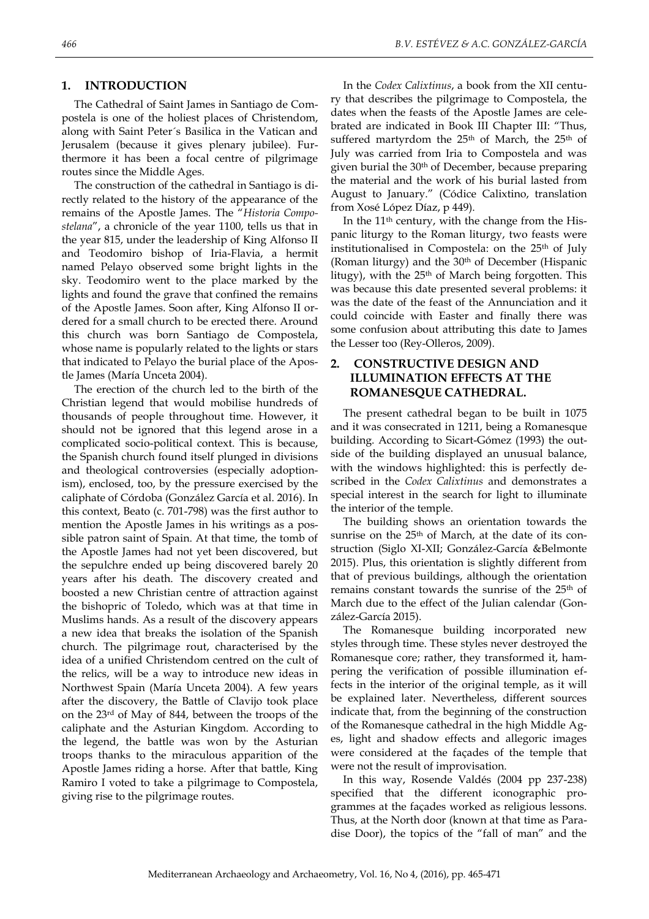## 1. INTRODUCTION

The Cathedral of Saint James in Santiago de Compostela is one of the holiest places of Christendom, along with Saint Peter´s Basilica in the Vatican and Jerusalem (because it gives plenary jubilee). Furthermore it has been a focal centre of pilgrimage routes since the Middle Ages.

The construction of the cathedral in Santiago is directly related to the history of the appearance of the remains of the Apostle James. The "*Historia Compostelana*", a chronicle of the year 1100, tells us that in the year 815, under the leadership of King Alfonso II and Teodomiro bishop of Iria-Flavia, a hermit named Pelayo observed some bright lights in the sky. Teodomiro went to the place marked by the lights and found the grave that confined the remains of the Apostle James. Soon after, King Alfonso II ordered for a small church to be erected there. Around this church was born Santiago de Compostela, whose name is popularly related to the lights or stars that indicated to Pelayo the burial place of the Apostle James (María Unceta 2004).

The erection of the church led to the birth of the Christian legend that would mobilise hundreds of thousands of people throughout time. However, it should not be ignored that this legend arose in a complicated socio-political context. This is because, the Spanish church found itself plunged in divisions and theological controversies (especially adoptionism), enclosed, too, by the pressure exercised by the caliphate of Córdoba (González García et al. 2016). In this context, Beato (c. 701-798) was the first author to mention the Apostle James in his writings as a possible patron saint of Spain. At that time, the tomb of the Apostle James had not yet been discovered, but the sepulchre ended up being discovered barely 20 years after his death. The discovery created and boosted a new Christian centre of attraction against the bishopric of Toledo, which was at that time in Muslims hands. As a result of the discovery appears a new idea that breaks the isolation of the Spanish church. The pilgrimage rout, characterised by the idea of a unified Christendom centred on the cult of the relics, will be a way to introduce new ideas in Northwest Spain (María Unceta 2004). A few years after the discovery, the Battle of Clavijo took place on the 23rd of May of 844, between the troops of the caliphate and the Asturian Kingdom. According to the legend, the battle was won by the Asturian troops thanks to the miraculous apparition of the Apostle James riding a horse. After that battle, King Ramiro I voted to take a pilgrimage to Compostela, giving rise to the pilgrimage routes.

In the *Codex Calixtinus*, a book from the XII century that describes the pilgrimage to Compostela, the dates when the feasts of the Apostle James are celebrated are indicated in Book III Chapter III: "Thus, suffered martyrdom the 25th of March, the 25th of July was carried from Iria to Compostela and was given burial the 30th of December, because preparing the material and the work of his burial lasted from August to January." (Códice Calixtino, translation from Xosé López Díaz, p 449).

In the 11th century, with the change from the Hispanic liturgy to the Roman liturgy, two feasts were institutionalised in Compostela: on the 25th of July (Roman liturgy) and the 30th of December (Hispanic litugy), with the 25th of March being forgotten. This was because this date presented several problems: it was the date of the feast of the Annunciation and it could coincide with Easter and finally there was some confusion about attributing this date to James the Lesser too (Rey-Olleros, 2009).

## 2. CONSTRUCTIVE DESIGN AND ILLUMINATION EFFECTS AT THE ROMANESQUE CATHEDRAL.

The present cathedral began to be built in 1075 and it was consecrated in 1211, being a Romanesque building. According to Sicart-Gómez (1993) the outside of the building displayed an unusual balance, with the windows highlighted: this is perfectly described in the *Codex Calixtinus* and demonstrates a special interest in the search for light to illuminate the interior of the temple.

The building shows an orientation towards the sunrise on the 25th of March, at the date of its construction (Siglo XI-XII; González-García &Belmonte 2015). Plus, this orientation is slightly different from that of previous buildings, although the orientation remains constant towards the sunrise of the 25th of March due to the effect of the Julian calendar (González-García 2015).

The Romanesque building incorporated new styles through time. These styles never destroyed the Romanesque core; rather, they transformed it, hampering the verification of possible illumination effects in the interior of the original temple, as it will be explained later. Nevertheless, different sources indicate that, from the beginning of the construction of the Romanesque cathedral in the high Middle Ages, light and shadow effects and allegoric images were considered at the façades of the temple that were not the result of improvisation.

In this way, Rosende Valdés (2004 pp 237-238) specified that the different iconographic programmes at the façades worked as religious lessons. Thus, at the North door (known at that time as Paradise Door), the topics of the "fall of man" and the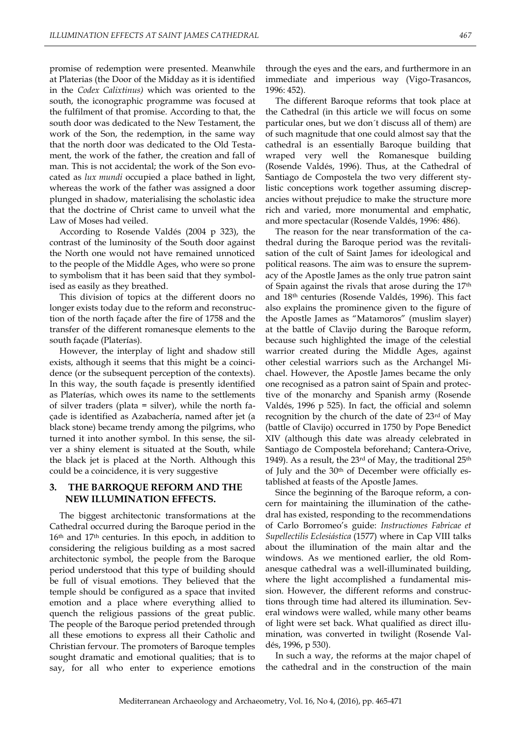promise of redemption were presented. Meanwhile at Platerias (the Door of the Midday as it is identified in the *Codex Calixtinus)* which was oriented to the south, the iconographic programme was focused at the fulfilment of that promise. According to that, the south door was dedicated to the New Testament, the work of the Son, the redemption, in the same way that the north door was dedicated to the Old Testament, the work of the father, the creation and fall of man. This is not accidental; the work of the Son evocated as *lux mundi* occupied a place bathed in light, whereas the work of the father was assigned a door plunged in shadow, materialising the scholastic idea that the doctrine of Christ came to unveil what the Law of Moses had veiled.

According to Rosende Valdés (2004 p 323), the contrast of the luminosity of the South door against the North one would not have remained unnoticed to the people of the Middle Ages, who were so prone to symbolism that it has been said that they symbolised as easily as they breathed.

This division of topics at the different doors no longer exists today due to the reform and reconstruction of the north façade after the fire of 1758 and the transfer of the different romanesque elements to the south façade (Platerías).

However, the interplay of light and shadow still exists, although it seems that this might be a coincidence (or the subsequent perception of the contexts). In this way, the south façade is presently identified as Platerías, which owes its name to the settlements of silver traders (plata = silver), while the north façade is identified as Azabachería, named after jet (a black stone) became trendy among the pilgrims, who turned it into another symbol. In this sense, the silver a shiny element is situated at the South, while the black jet is placed at the North. Although this could be a coincidence, it is very suggestive

## 3. THE BARROQUE REFORM AND THE NEW ILLUMINATION EFFECTS.

The biggest architectonic transformations at the Cathedral occurred during the Baroque period in the 16th and 17th centuries. In this epoch, in addition to considering the religious building as a most sacred architectonic symbol, the people from the Baroque period understood that this type of building should be full of visual emotions. They believed that the temple should be configured as a space that invited emotion and a place where everything allied to quench the religious passions of the great public. The people of the Baroque period pretended through all these emotions to express all their Catholic and Christian fervour. The promoters of Baroque temples sought dramatic and emotional qualities; that is to say, for all who enter to experience emotions through the eyes and the ears, and furthermore in an immediate and imperious way (Vigo-Trasancos, 1996: 452).

The different Baroque reforms that took place at the Cathedral (in this article we will focus on some particular ones, but we don´t discuss all of them) are of such magnitude that one could almost say that the cathedral is an essentially Baroque building that wraped very well the Romanesque building (Rosende Valdés, 1996). Thus, at the Cathedral of Santiago de Compostela the two very different stylistic conceptions work together assuming discrepancies without prejudice to make the structure more rich and varied, more monumental and emphatic, and more spectacular (Rosende Valdés, 1996: 486).

The reason for the near transformation of the cathedral during the Baroque period was the revitalisation of the cult of Saint James for ideological and political reasons. The aim was to ensure the supremacy of the Apostle James as the only true patron saint of Spain against the rivals that arose during the 17th and 18th centuries (Rosende Valdés, 1996). This fact also explains the prominence given to the figure of the Apostle James as "Matamoros" (muslim slayer) at the battle of Clavijo during the Baroque reform, because such highlighted the image of the celestial warrior created during the Middle Ages, against other celestial warriors such as the Archangel Michael. However, the Apostle James became the only one recognised as a patron saint of Spain and protective of the monarchy and Spanish army (Rosende Valdés, 1996 p 525). In fact, the official and solemn recognition by the church of the date of 23rd of May (battle of Clavijo) occurred in 1750 by Pope Benedict XIV (although this date was already celebrated in Santiago de Compostela beforehand; Cantera-Orive, 1949). As a result, the 23rd of May, the traditional 25th of July and the 30th of December were officially established at feasts of the Apostle James.

Since the beginning of the Baroque reform, a concern for maintaining the illumination of the cathedral has existed, responding to the recommendations of Carlo Borromeo's guide: *Instructiones Fabricae et Supellectilis Eclesiástica* (1577) where in Cap VIII talks about the illumination of the main altar and the windows. As we mentioned earlier, the old Romanesque cathedral was a well-illuminated building, where the light accomplished a fundamental mission. However, the different reforms and constructions through time had altered its illumination. Several windows were walled, while many other beams of light were set back. What qualified as direct illumination, was converted in twilight (Rosende Valdés, 1996, p 530).

In such a way, the reforms at the major chapel of the cathedral and in the construction of the main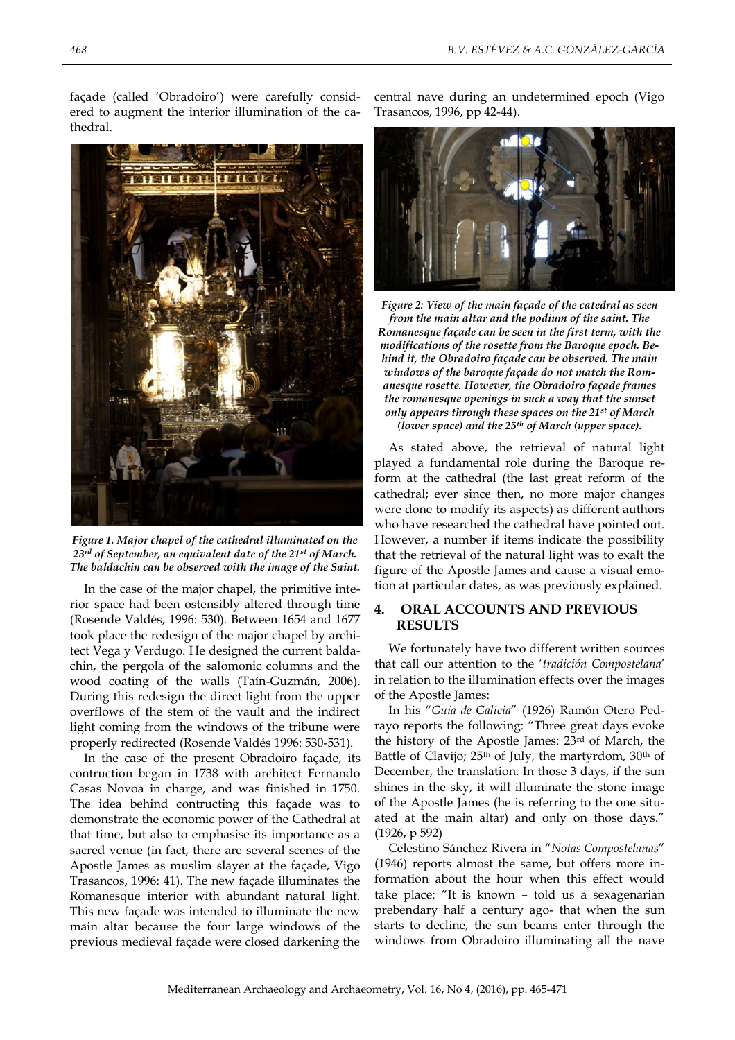façade (called 'Obradoiro') were carefully considered to augment the interior illumination of the cathedral.

*Figure 1. Major chapel of the cathedral illuminated on the 23rd of September, an equivalent date of the 21st of March. The baldachin can be observed with the image of the Saint.*

In the case of the major chapel, the primitive interior space had been ostensibly altered through time (Rosende Valdés, 1996: 530). Between 1654 and 1677 took place the redesign of the major chapel by architect Vega y Verdugo. He designed the current baldachin, the pergola of the salomonic columns and the wood coating of the walls (Taín-Guzmán, 2006). During this redesign the direct light from the upper overflows of the stem of the vault and the indirect light coming from the windows of the tribune were properly redirected (Rosende Valdés 1996: 530-531).

In the case of the present Obradoiro façade, its contruction began in 1738 with architect Fernando Casas Novoa in charge, and was finished in 1750. The idea behind contructing this façade was to demonstrate the economic power of the Cathedral at that time, but also to emphasise its importance as a sacred venue (in fact, there are several scenes of the Apostle James as muslim slayer at the façade, Vigo Trasancos, 1996: 41). The new façade illuminates the Romanesque interior with abundant natural light. This new façade was intended to illuminate the new main altar because the four large windows of the previous medieval façade were closed darkening the central nave during an undetermined epoch (Vigo Trasancos, 1996, pp 42-44).

*Figure 2: View of the main façade of the catedral as seen from the main altar and the podium of the saint. The Romanesque façade can be seen in the first term, with the modifications of the rosette from the Baroque epoch. Behind it, the Obradoiro façade can be observed. The main windows of the baroque façade do not match the Romanesque rosette. However, the Obradoiro façade frames the romanesque openings in such a way that the sunset only appears through these spaces on the 21st of March (lower space) and the 25th of March (upper space).*

As stated above, the retrieval of natural light played a fundamental role during the Baroque reform at the cathedral (the last great reform of the cathedral; ever since then, no more major changes were done to modify its aspects) as different authors who have researched the cathedral have pointed out. However, a number if items indicate the possibility that the retrieval of the natural light was to exalt the figure of the Apostle James and cause a visual emotion at particular dates, as was previously explained.

## 4. ORAL ACCOUNTS AND PREVIOUS RESULTS

We fortunately have two different written sources that call our attention to the '*tradición Compostelana*' in relation to the illumination effects over the images of the Apostle James:

In his "*Guía de Galicia*" (1926) Ramón Otero Pedrayo reports the following: "Three great days evoke the history of the Apostle James: 23rd of March, the Battle of Clavijo; 25th of July, the martyrdom, 30th of December, the translation. In those 3 days, if the sun shines in the sky, it will illuminate the stone image of the Apostle James (he is referring to the one situated at the main altar) and only on those days." (1926, p 592)

Celestino Sánchez Rivera in "*Notas Compostelanas*" (1946) reports almost the same, but offers more information about the hour when this effect would take place: "It is known – told us a sexagenarian prebendary half a century ago- that when the sun starts to decline, the sun beams enter through the windows from Obradoiro illuminating all the nave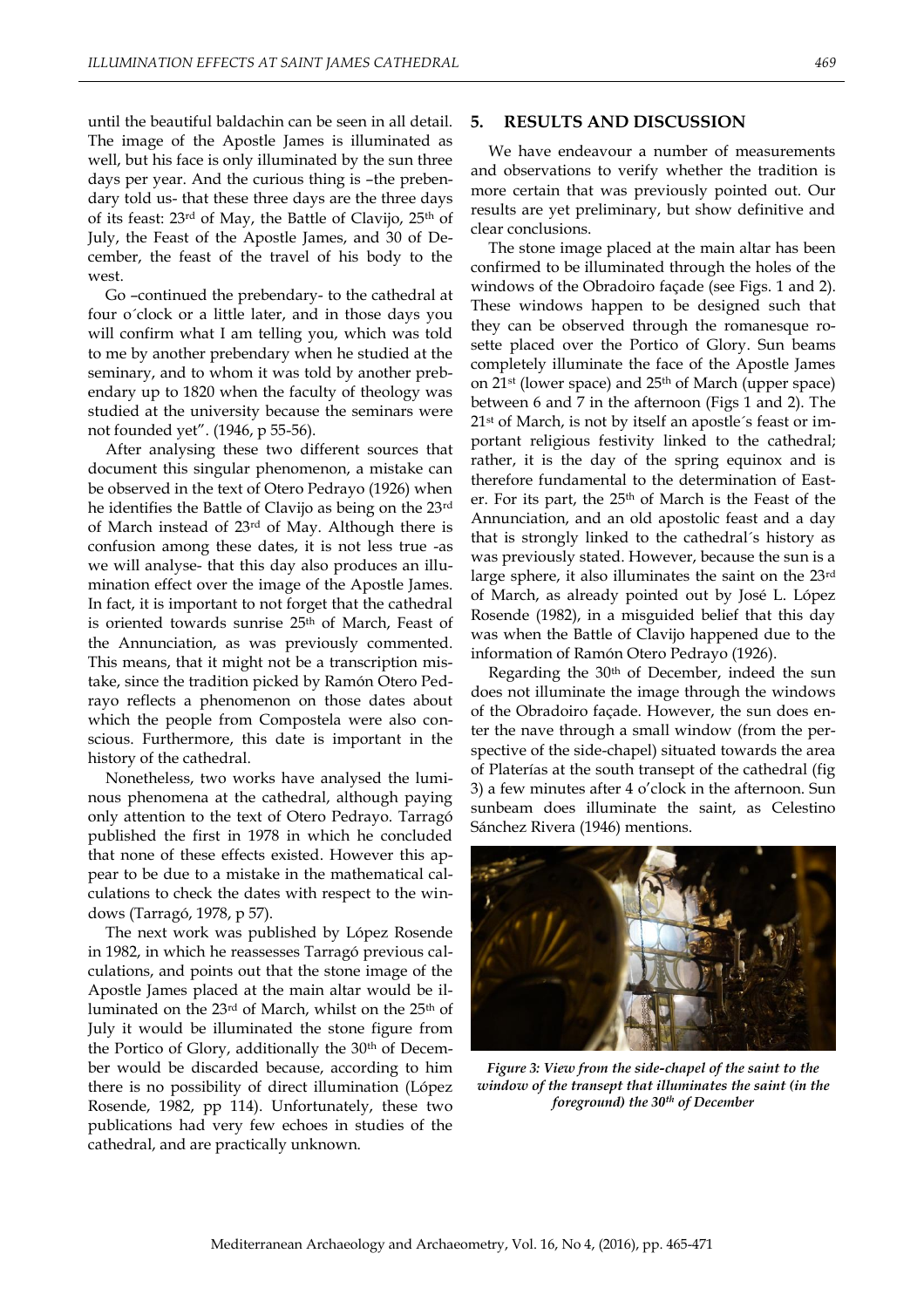until the beautiful baldachin can be seen in all detail. The image of the Apostle James is illuminated as well, but his face is only illuminated by the sun three days per year. And the curious thing is –the prebendary told us- that these three days are the three days of its feast: 23rd of May, the Battle of Clavijo, 25th of July, the Feast of the Apostle James, and 30 of December, the feast of the travel of his body to the west.

Go –continued the prebendary- to the cathedral at four o´clock or a little later, and in those days you will confirm what I am telling you, which was told to me by another prebendary when he studied at the seminary, and to whom it was told by another prebendary up to 1820 when the faculty of theology was studied at the university because the seminars were not founded yet". (1946, p 55-56).

After analysing these two different sources that document this singular phenomenon, a mistake can be observed in the text of Otero Pedrayo (1926) when he identifies the Battle of Clavijo as being on the 23rd of March instead of 23rd of May. Although there is confusion among these dates, it is not less true -as we will analyse- that this day also produces an illumination effect over the image of the Apostle James. In fact, it is important to not forget that the cathedral is oriented towards sunrise 25th of March, Feast of the Annunciation, as was previously commented. This means, that it might not be a transcription mistake, since the tradition picked by Ramón Otero Pedrayo reflects a phenomenon on those dates about which the people from Compostela were also conscious. Furthermore, this date is important in the history of the cathedral.

Nonetheless, two works have analysed the luminous phenomena at the cathedral, although paying only attention to the text of Otero Pedrayo. Tarragó published the first in 1978 in which he concluded that none of these effects existed. However this appear to be due to a mistake in the mathematical calculations to check the dates with respect to the windows (Tarragó, 1978, p 57).

The next work was published by López Rosende in 1982, in which he reassesses Tarragó previous calculations, and points out that the stone image of the Apostle James placed at the main altar would be illuminated on the 23rd of March, whilst on the 25th of July it would be illuminated the stone figure from the Portico of Glory, additionally the 30th of December would be discarded because, according to him there is no possibility of direct illumination (López Rosende, 1982, pp 114). Unfortunately, these two publications had very few echoes in studies of the cathedral, and are practically unknown.

## 5. RESULTS AND DISCUSSION

We have endeavour a number of measurements and observations to verify whether the tradition is more certain that was previously pointed out. Our results are yet preliminary, but show definitive and clear conclusions.

The stone image placed at the main altar has been confirmed to be illuminated through the holes of the windows of the Obradoiro façade (see Figs. 1 and 2). These windows happen to be designed such that they can be observed through the romanesque rosette placed over the Portico of Glory. Sun beams completely illuminate the face of the Apostle James on 21st (lower space) and 25th of March (upper space) between 6 and 7 in the afternoon (Figs 1 and 2). The 21st of March, is not by itself an apostle´s feast or important religious festivity linked to the cathedral; rather, it is the day of the spring equinox and is therefore fundamental to the determination of Easter. For its part, the 25th of March is the Feast of the Annunciation, and an old apostolic feast and a day that is strongly linked to the cathedral´s history as was previously stated. However, because the sun is a large sphere, it also illuminates the saint on the 23rd of March, as already pointed out by José L. López Rosende (1982), in a misguided belief that this day was when the Battle of Clavijo happened due to the information of Ramón Otero Pedrayo (1926).

Regarding the 30th of December, indeed the sun does not illuminate the image through the windows of the Obradoiro façade. However, the sun does enter the nave through a small window (from the perspective of the side-chapel) situated towards the area of Platerías at the south transept of the cathedral (fig 3) a few minutes after 4 o'clock in the afternoon. Sun sunbeam does illuminate the saint, as Celestino Sánchez Rivera (1946) mentions.

*Figure 3: View from the side-chapel of the saint to the window of the transept that illuminates the saint (in the foreground) the 30th of December*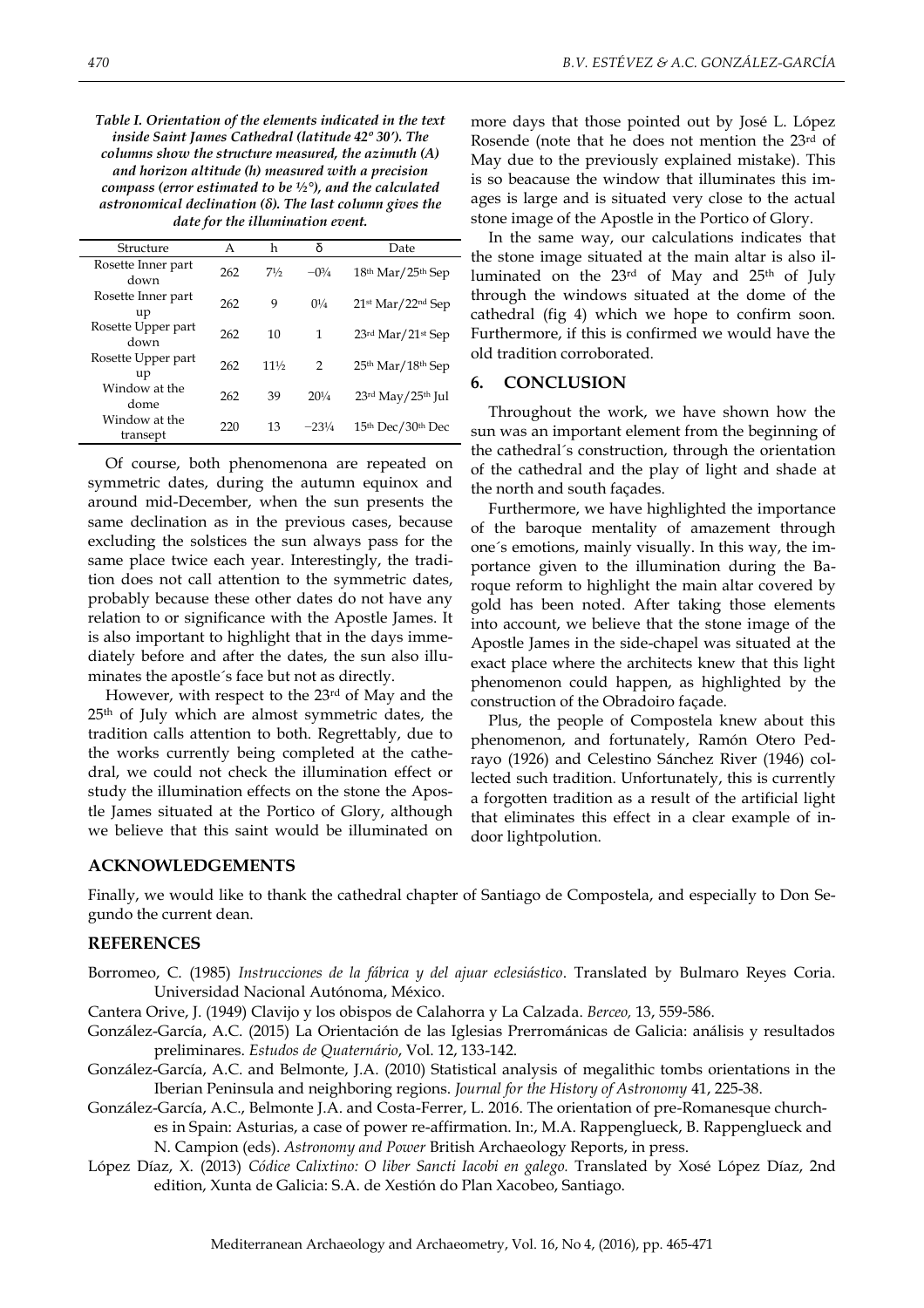**Table I. Orientation of the elements indicated in the text inside Saint James Cathedral (latitude 42º 30′). The columns show the structure measured, the azimuth (A) and horizon altitude (h) measured with a precision compass (error estimated to be ½°), and the calculated astronomical declination (δ). The last column gives the date for the illumination event.**

| Structure | A | h | δ | Date |
|---|---|---|---|---|
| Rosette Inner part down | 262 | 7½ | −0¾ | 18th Mar/25th Sep |
| Rosette Inner part up | 262 | 9 | 0¼ | 21st Mar/22nd Sep |
| Rosette Upper part down | 262 | 10 | 1 | 23rd Mar/21st Sep |
| Rosette Upper part up | 262 | 11½ | 2 | 25th Mar/18th Sep |
| Window at the dome | 262 | 39 | 20¼ | 23rd May/25th Jul |
| Window at the transept | 220 | 13 | −23¼ | 15th Dec/30th Dec |

Of course, both phenomenona are repeated on symmetric dates, during the autumn equinox and around mid-December, when the sun presents the same declination as in the previous cases, because excluding the solstices the sun always pass for the same place twice each year. Interestingly, the tradition does not call attention to the symmetric dates, probably because these other dates do not have any relation to or significance with the Apostle James. It is also important to highlight that in the days immediately before and after the dates, the sun also illuminates the apostle´s face but not as directly.

However, with respect to the 23rd of May and the 25th of July which are almost symmetric dates, the tradition calls attention to both. Regrettably, due to the works currently being completed at the cathedral, we could not check the illumination effect or study the illumination effects on the stone the Apostle James situated at the Portico of Glory, although we believe that this saint would be illuminated on more days that those pointed out by José L. López Rosende (note that he does not mention the 23rd of May due to the previously explained mistake). This is so beacause the window that illuminates this images is large and is situated very close to the actual stone image of the Apostle in the Portico of Glory.

In the same way, our calculations indicates that the stone image situated at the main altar is also illuminated on the 23rd of May and 25th of July through the windows situated at the dome of the cathedral (fig 4) which we hope to confirm soon. Furthermore, if this is confirmed we would have the old tradition corroborated.

## 6. CONCLUSION

Throughout the work, we have shown how the sun was an important element from the beginning of the cathedral´s construction, through the orientation of the cathedral and the play of light and shade at the north and south façades.

Furthermore, we have highlighted the importance of the baroque mentality of amazement through one´s emotions, mainly visually. In this way, the importance given to the illumination during the Baroque reform to highlight the main altar covered by gold has been noted. After taking those elements into account, we believe that the stone image of the Apostle James in the side-chapel was situated at the exact place where the architects knew that this light phenomenon could happen, as highlighted by the construction of the Obradoiro façade.

Plus, the people of Compostela knew about this phenomenon, and fortunately, Ramón Otero Pedrayo (1926) and Celestino Sánchez River (1946) collected such tradition. Unfortunately, this is currently a forgotten tradition as a result of the artificial light that eliminates this effect in a clear example of indoor lightpolution.

## ACKNOWLEDGEMENTS

Finally, we would like to thank the cathedral chapter of Santiago de Compostela, and especially to Don Segundo the current dean.

## REFERENCES

Borromeo, C. (1985) *Instrucciones de la fábrica y del ajuar eclesiástico*. Translated by Bulmaro Reyes Coria. Universidad Nacional Autónoma, México.

Cantera Orive, J. (1949) Clavijo y los obispos de Calahorra y La Calzada. *Berceo,* 13, 559-586.

González-García, A.C. (2015) La Orientación de las Iglesias Prerrománicas de Galicia: análisis y resultados preliminares. *Estudos de Quaternário*, Vol. 12, 133-142.

González-García, A.C. and Belmonte, J.A. (2010) Statistical analysis of megalithic tombs orientations in the Iberian Peninsula and neighboring regions. *Journal for the History of Astronomy* 41, 225-38.

González-García, A.C., Belmonte J.A. and Costa-Ferrer, L. 2016. The orientation of pre-Romanesque churches in Spain: Asturias, a case of power re-affirmation. In:, M.A. Rappenglueck, B. Rappenglueck and N. Campion (eds). *Astronomy and Power* British Archaeology Reports, in press.

López Díaz, X. (2013) *Códice Calixtino: O liber Sancti Iacobi en galego.* Translated by Xosé López Díaz, 2nd edition, Xunta de Galicia: S.A. de Xestión do Plan Xacobeo, Santiago.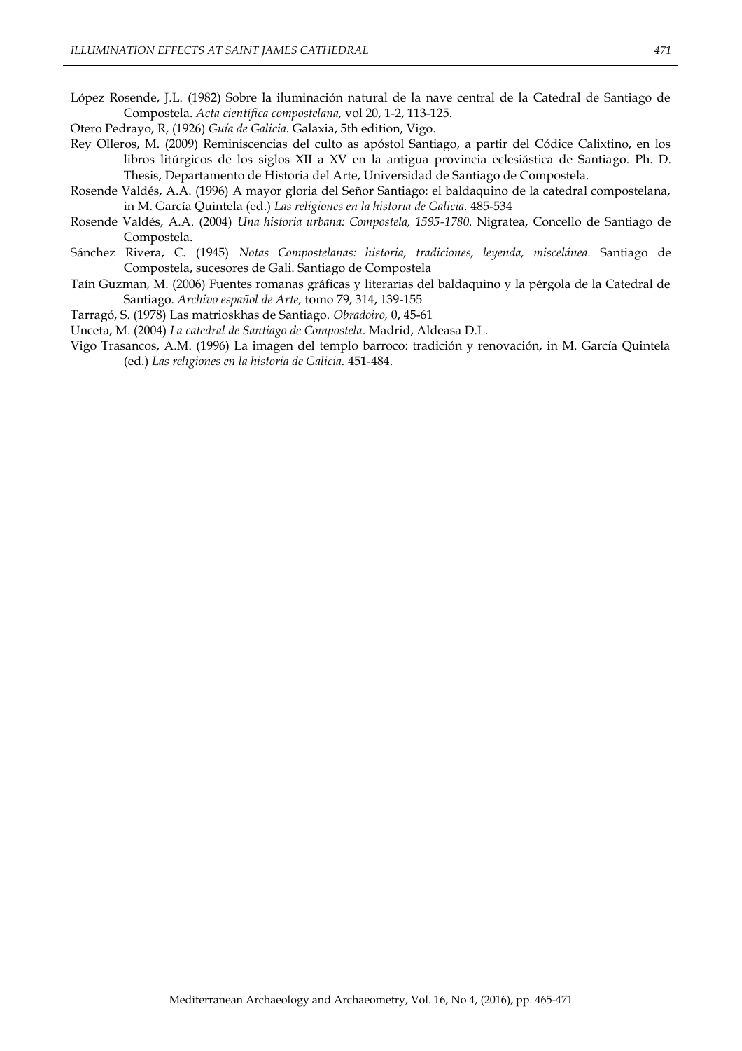López Rosende, J.L. (1982) Sobre la iluminación natural de la nave central de la Catedral de Santiago de Compostela. *Acta científica compostelana,* vol 20, 1-2, 113-125.

Otero Pedrayo, R, (1926) *Guía de Galicia.* Galaxia, 5th edition, Vigo.

Rey Olleros, M. (2009) Reminiscencias del culto as apóstol Santiago, a partir del Códice Calixtino, en los libros litúrgicos de los siglos XII a XV en la antigua provincia eclesiástica de Santiago. Ph. D. Thesis, Departamento de Historia del Arte, Universidad de Santiago de Compostela.

Rosende Valdés, A.A. (1996) A mayor gloria del Señor Santiago: el baldaquino de la catedral compostelana, in M. García Quintela (ed.) *Las religiones en la historia de Galicia.* 485-534

Rosende Valdés, A.A. (2004) *Una historia urbana: Compostela, 1595-1780.* Nigratea, Concello de Santiago de Compostela.

Sánchez Rivera, C. (1945) *Notas Compostelanas: historia, tradiciones, leyenda, miscelánea.* Santiago de Compostela, sucesores de Gali. Santiago de Compostela

Taín Guzman, M. (2006) Fuentes romanas gráficas y literarias del baldaquino y la pérgola de la Catedral de Santiago. *Archivo español de Arte,* tomo 79, 314, 139-155

Tarragó, S. (1978) Las matrioskhas de Santiago. *Obradoiro,* 0, 45-61

Unceta, M. (2004) *La catedral de Santiago de Compostela*. Madrid, Aldeasa D.L.

Vigo Trasancos, A.M. (1996) La imagen del templo barroco: tradición y renovación, in M. García Quintela (ed.) *Las religiones en la historia de Galicia.* 451-484.